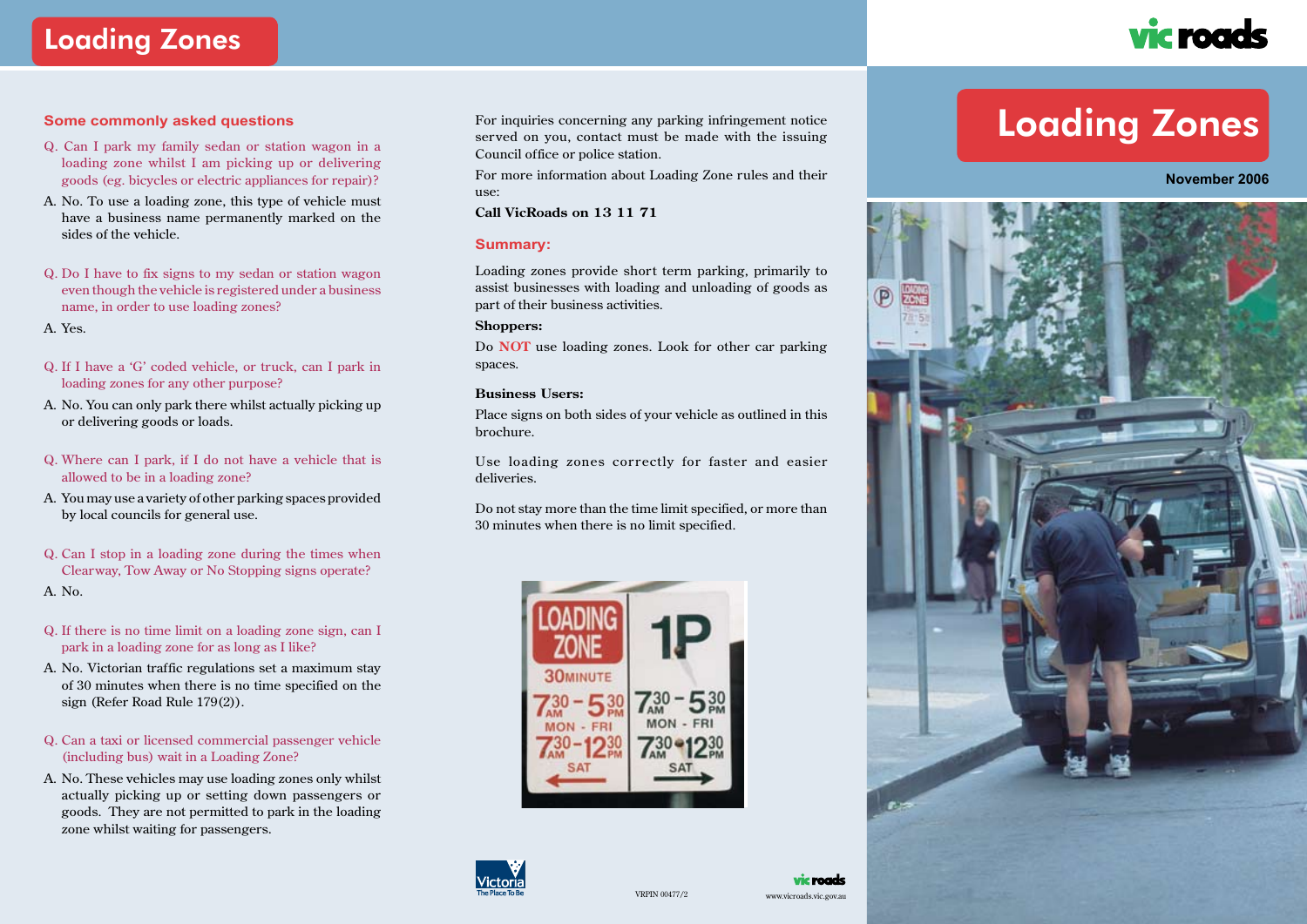# Loading Zones

## Some commonly asked questions

Q. Can I park my family sedan or station wagon in a loading zone whilst I am picking up or delivering goods (eg. bicycles or electric appliances for repair)?

A. No. To use a loading zone, this type of vehicle must have a business name permanently marked on the sides of the vehicle.

Q. Do I have to fix signs to my sedan or station wagon even though the vehicle is registered under a business name, in order to use loading zones?

A. Yes.

Q. If I have a 'G' coded vehicle, or truck, can I park in loading zones for any other purpose?

A. No. You can only park there whilst actually picking up or delivering goods or loads.

Q. Where can I park, if I do not have a vehicle that is allowed to be in a loading zone?

A. You may use a variety of other parking spaces provided by local councils for general use.

Q. Can I stop in a loading zone during the times when Clearway, Tow Away or No Stopping signs operate?

A. No.

Q. If there is no time limit on a loading zone sign, can I park in a loading zone for as long as I like?

A. No. Victorian traffic regulations set a maximum stay of 30 minutes when there is no time specified on the sign (Refer Road Rule 179(2)).

Q. Can a taxi or licensed commercial passenger vehicle (including bus) wait in a Loading Zone?

A. No. These vehicles may use loading zones only whilst actually picking up or setting down passengers or goods. They are not permitted to park in the loading zone whilst waiting for passengers.

For inquiries concerning any parking infringement notice served on you, contact must be made with the issuing Council office or police station.

For more information about Loading Zone rules and their use:

**Call VicRoads on 13 11 71**

## Summary:

Loading zones provide short term parking, primarily to assist businesses with loading and unloading of goods as part of their business activities.

**Shoppers:**

Do **NOT** use loading zones. Look for other car parking spaces.

**Business Users:**

Place signs on both sides of your vehicle as outlined in this brochure.

Use loading zones correctly for faster and easier deliveries.

Do not stay more than the time limit specified, or more than 30 minutes when there is no limit specified.

VRPIN 00477/2

www.vicroads.vic.gov.au

vicroads

# Loading Zones

**November 2006**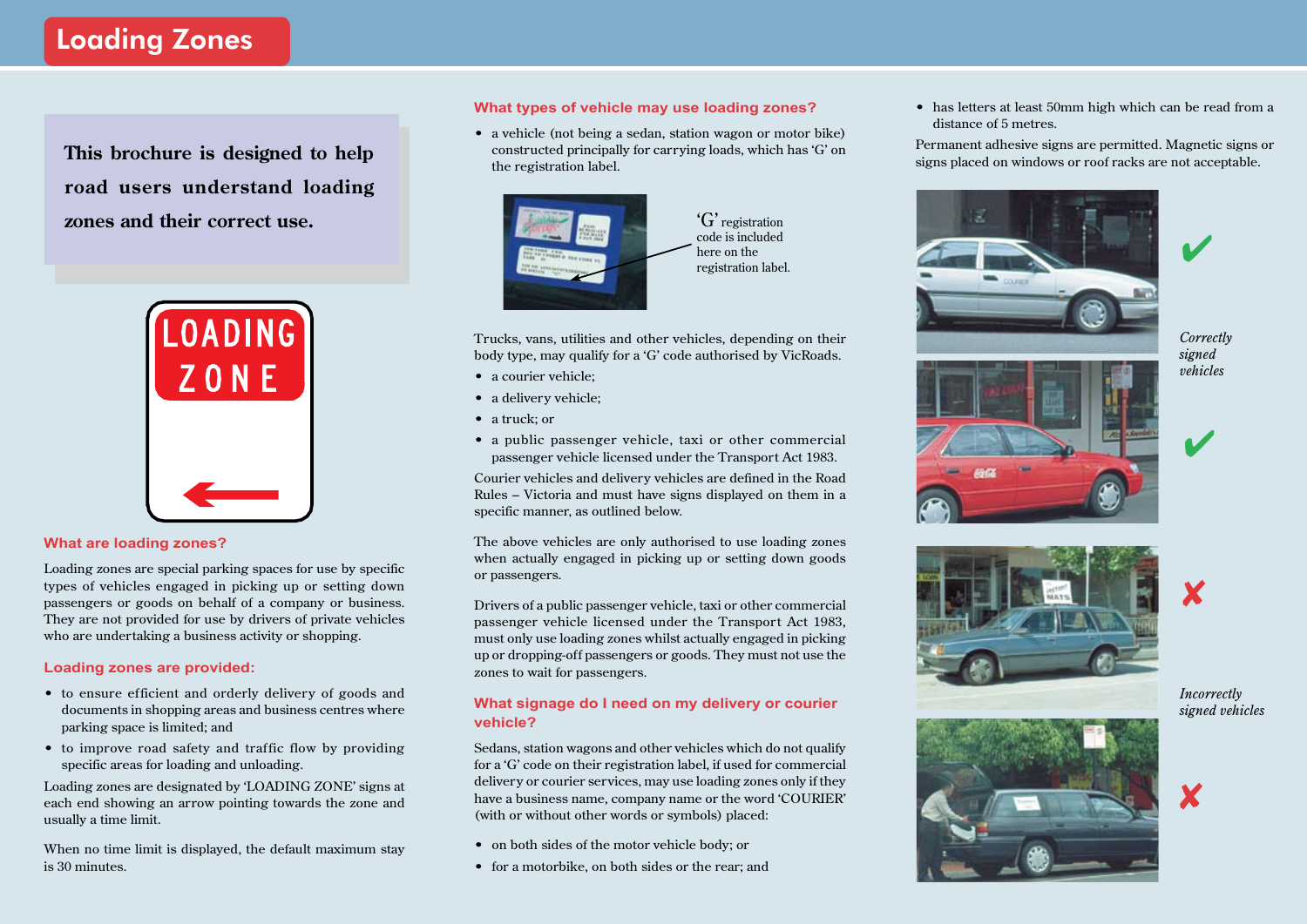# Loading Zones

**This brochure is designed to help road users understand loading zones and their correct use.**

LOADING ZONE

## What are loading zones?

Loading zones are special parking spaces for use by specific types of vehicles engaged in picking up or setting down passengers or goods on behalf of a company or business. They are not provided for use by drivers of private vehicles who are undertaking a business activity or shopping.

## Loading zones are provided:

- to ensure efficient and orderly delivery of goods and documents in shopping areas and business centres where parking space is limited; and
- to improve road safety and traffic flow by providing specific areas for loading and unloading.

Loading zones are designated by 'LOADING ZONE' signs at each end showing an arrow pointing towards the zone and usually a time limit.

When no time limit is displayed, the default maximum stay is 30 minutes.

## What types of vehicle may use loading zones?

- a vehicle (not being a sedan, station wagon or motor bike) constructed principally for carrying loads, which has 'G' on the registration label.

'G' registration code is included here on the registration label.

Trucks, vans, utilities and other vehicles, depending on their body type, may qualify for a 'G' code authorised by VicRoads.

- a courier vehicle;
- a delivery vehicle;
- a truck; or
- a public passenger vehicle, taxi or other commercial passenger vehicle licensed under the Transport Act 1983.

Courier vehicles and delivery vehicles are defined in the Road Rules – Victoria and must have signs displayed on them in a specific manner, as outlined below.

The above vehicles are only authorised to use loading zones when actually engaged in picking up or setting down goods or passengers.

Drivers of a public passenger vehicle, taxi or other commercial passenger vehicle licensed under the Transport Act 1983, must only use loading zones whilst actually engaged in picking up or dropping-off passengers or goods. They must not use the zones to wait for passengers.

## What signage do I need on my delivery or courier vehicle?

Sedans, station wagons and other vehicles which do not qualify for a 'G' code on their registration label, if used for commercial delivery or courier services, may use loading zones only if they have a business name, company name or the word 'COURIER' (with or without other words or symbols) placed:

- on both sides of the motor vehicle body; or
- for a motorbike, on both sides or the rear; and
- has letters at least 50mm high which can be read from a distance of 5 metres.

Permanent adhesive signs are permitted. Magnetic signs or signs placed on windows or roof racks are not acceptable.

✔ ✔ *Correctly signed vehicles*

✘ ✘ *Incorrectly signed vehicles*